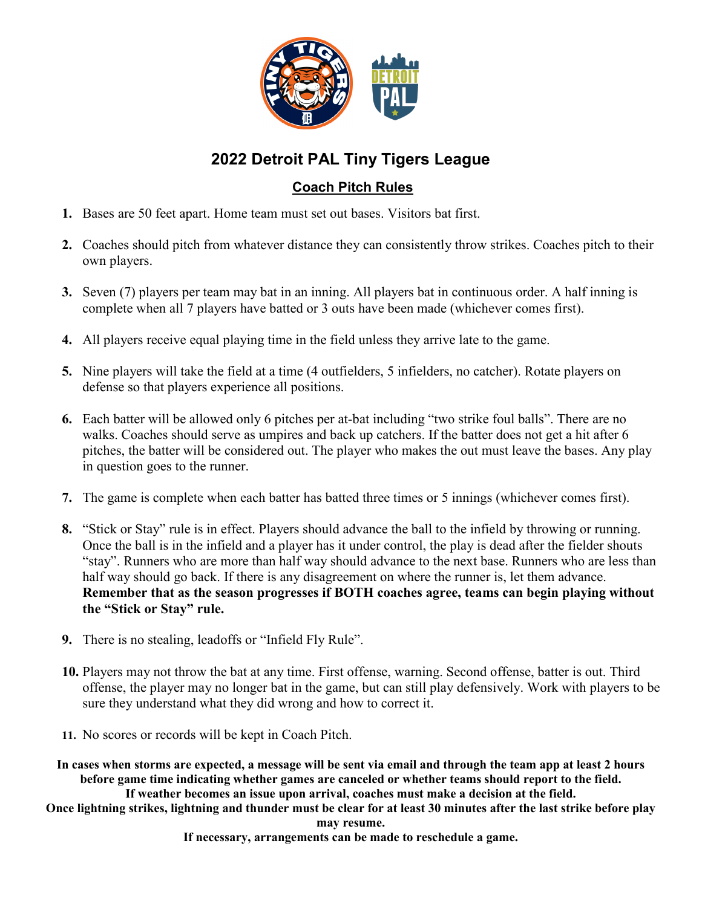# 2022 Detroit PAL Tiny Tigers League

## Coach Pitch Rules

1. Bases are 50 feet apart. Home team must set out bases. Visitors bat first.

2. Coaches should pitch from whatever distance they can consistently throw strikes. Coaches pitch to their own players.

3. Seven (7) players per team may bat in an inning. All players bat in continuous order. A half inning is complete when all 7 players have batted or 3 outs have been made (whichever comes first).

4. All players receive equal playing time in the field unless they arrive late to the game.

5. Nine players will take the field at a time (4 outfielders, 5 infielders, no catcher). Rotate players on defense so that players experience all positions.

6. Each batter will be allowed only 6 pitches per at-bat including "two strike foul balls". There are no walks. Coaches should serve as umpires and back up catchers. If the batter does not get a hit after 6 pitches, the batter will be considered out. The player who makes the out must leave the bases. Any play in question goes to the runner.

7. The game is complete when each batter has batted three times or 5 innings (whichever comes first).

8. "Stick or Stay" rule is in effect. Players should advance the ball to the infield by throwing or running. Once the ball is in the infield and a player has it under control, the play is dead after the fielder shouts "stay". Runners who are more than half way should advance to the next base. Runners who are less than half way should go back. If there is any disagreement on where the runner is, let them advance. **Remember that as the season progresses if BOTH coaches agree, teams can begin playing without the "Stick or Stay" rule.**

9. There is no stealing, leadoffs or "Infield Fly Rule".

10. Players may not throw the bat at any time. First offense, warning. Second offense, batter is out. Third offense, the player may no longer bat in the game, but can still play defensively. Work with players to be sure they understand what they did wrong and how to correct it.

11. No scores or records will be kept in Coach Pitch.

**In cases when storms are expected, a message will be sent via email and through the team app at least 2 hours before game time indicating whether games are canceled or whether teams should report to the field.**
**If weather becomes an issue upon arrival, coaches must make a decision at the field.**
**Once lightning strikes, lightning and thunder must be clear for at least 30 minutes after the last strike before play may resume.**
**If necessary, arrangements can be made to reschedule a game.**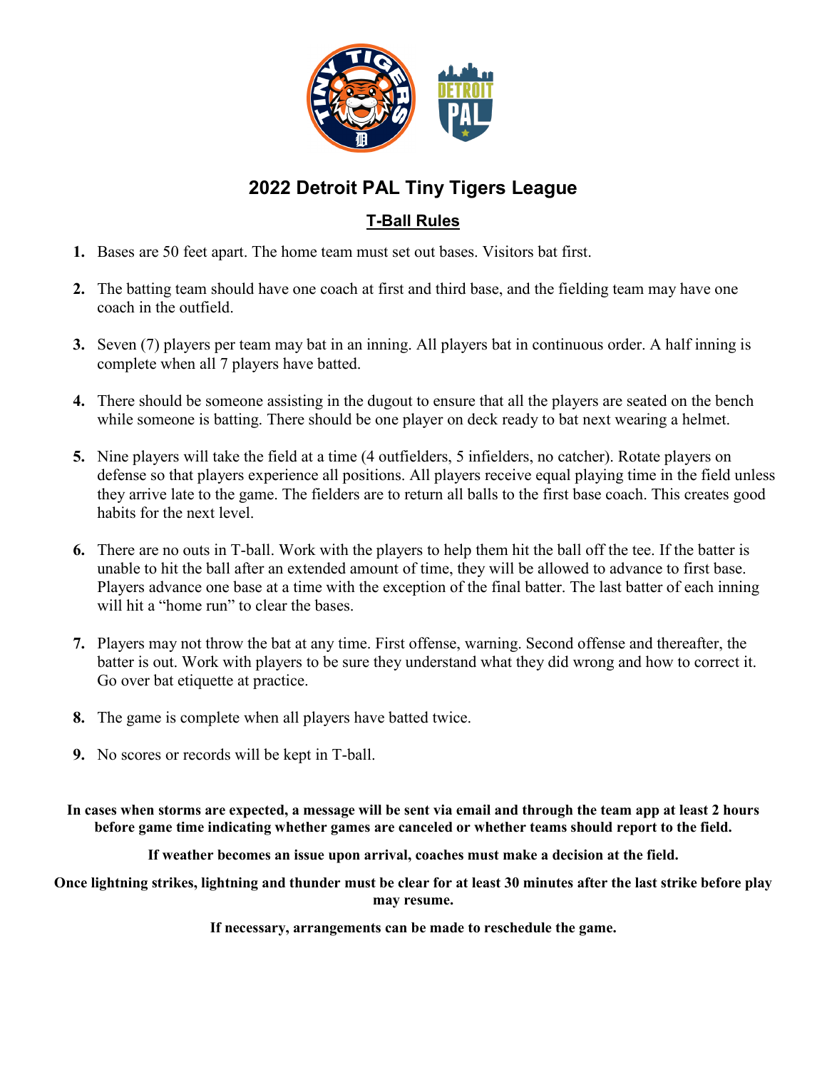# 2022 Detroit PAL Tiny Tigers League

## T-Ball Rules

1. Bases are 50 feet apart. The home team must set out bases. Visitors bat first.
2. The batting team should have one coach at first and third base, and the fielding team may have one coach in the outfield.
3. Seven (7) players per team may bat in an inning. All players bat in continuous order. A half inning is complete when all 7 players have batted.
4. There should be someone assisting in the dugout to ensure that all the players are seated on the bench while someone is batting. There should be one player on deck ready to bat next wearing a helmet.
5. Nine players will take the field at a time (4 outfielders, 5 infielders, no catcher). Rotate players on defense so that players experience all positions. All players receive equal playing time in the field unless they arrive late to the game. The fielders are to return all balls to the first base coach. This creates good habits for the next level.
6. There are no outs in T-ball. Work with the players to help them hit the ball off the tee. If the batter is unable to hit the ball after an extended amount of time, they will be allowed to advance to first base. Players advance one base at a time with the exception of the final batter. The last batter of each inning will hit a "home run" to clear the bases.
7. Players may not throw the bat at any time. First offense, warning. Second offense and thereafter, the batter is out. Work with players to be sure they understand what they did wrong and how to correct it. Go over bat etiquette at practice.
8. The game is complete when all players have batted twice.
9. No scores or records will be kept in T-ball.

**In cases when storms are expected, a message will be sent via email and through the team app at least 2 hours before game time indicating whether games are canceled or whether teams should report to the field.**

**If weather becomes an issue upon arrival, coaches must make a decision at the field.**

**Once lightning strikes, lightning and thunder must be clear for at least 30 minutes after the last strike before play may resume.**

**If necessary, arrangements can be made to reschedule the game.**